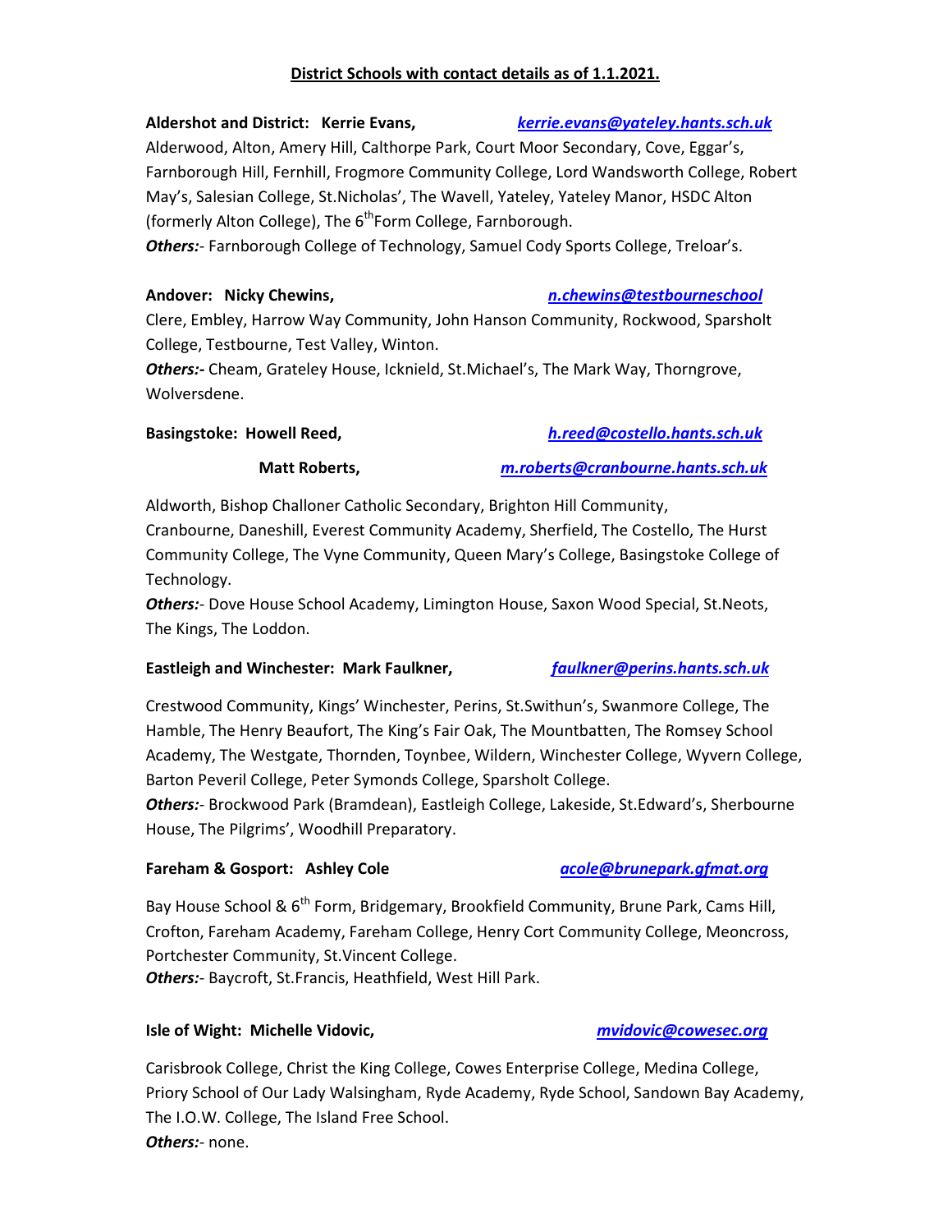# District Schools with contact details as of 1.1.2021.

**Aldershot and District: Kerrie Evans,** *kerrie.evans@yateley.hants.sch.uk*

Alderwood, Alton, Amery Hill, Calthorpe Park, Court Moor Secondary, Cove, Eggar's, Farnborough Hill, Fernhill, Frogmore Community College, Lord Wandsworth College, Robert May's, Salesian College, St.Nicholas', The Wavell, Yateley, Yateley Manor, HSDC Alton (formerly Alton College), The 6th Form College, Farnborough.

***Others:***- Farnborough College of Technology, Samuel Cody Sports College, Treloar's.

**Andover: Nicky Chewins,** *n.chewins@testbourneschool*

Clere, Embley, Harrow Way Community, John Hanson Community, Rockwood, Sparsholt College, Testbourne, Test Valley, Winton.

***Others:-*** Cheam, Grateley House, Icknield, St.Michael's, The Mark Way, Thorngrove, Wolversdene.

**Basingstoke: Howell Reed,** *h.reed@costello.hants.sch.uk*

**Matt Roberts,** *m.roberts@cranbourne.hants.sch.uk*

Aldworth, Bishop Challoner Catholic Secondary, Brighton Hill Community, Cranbourne, Daneshill, Everest Community Academy, Sherfield, The Costello, The Hurst Community College, The Vyne Community, Queen Mary's College, Basingstoke College of Technology.

***Others:***- Dove House School Academy, Limington House, Saxon Wood Special, St.Neots, The Kings, The Loddon.

**Eastleigh and Winchester: Mark Faulkner,** *faulkner@perins.hants.sch.uk*

Crestwood Community, Kings' Winchester, Perins, St.Swithun's, Swanmore College, The Hamble, The Henry Beaufort, The King's Fair Oak, The Mountbatten, The Romsey School Academy, The Westgate, Thornden, Toynbee, Wildern, Winchester College, Wyvern College, Barton Peveril College, Peter Symonds College, Sparsholt College.

***Others:***- Brockwood Park (Bramdean), Eastleigh College, Lakeside, St.Edward's, Sherbourne House, The Pilgrims', Woodhill Preparatory.

**Fareham & Gosport: Ashley Cole** *acole@brunepark.gfmat.org*

Bay House School & 6th Form, Bridgemary, Brookfield Community, Brune Park, Cams Hill, Crofton, Fareham Academy, Fareham College, Henry Cort Community College, Meoncross, Portchester Community, St.Vincent College.

***Others:***- Baycroft, St.Francis, Heathfield, West Hill Park.

**Isle of Wight: Michelle Vidovic,** *mvidovic@cowesec.org*

Carisbrook College, Christ the King College, Cowes Enterprise College, Medina College, Priory School of Our Lady Walsingham, Ryde Academy, Ryde School, Sandown Bay Academy, The I.O.W. College, The Island Free School.

***Others:***- none.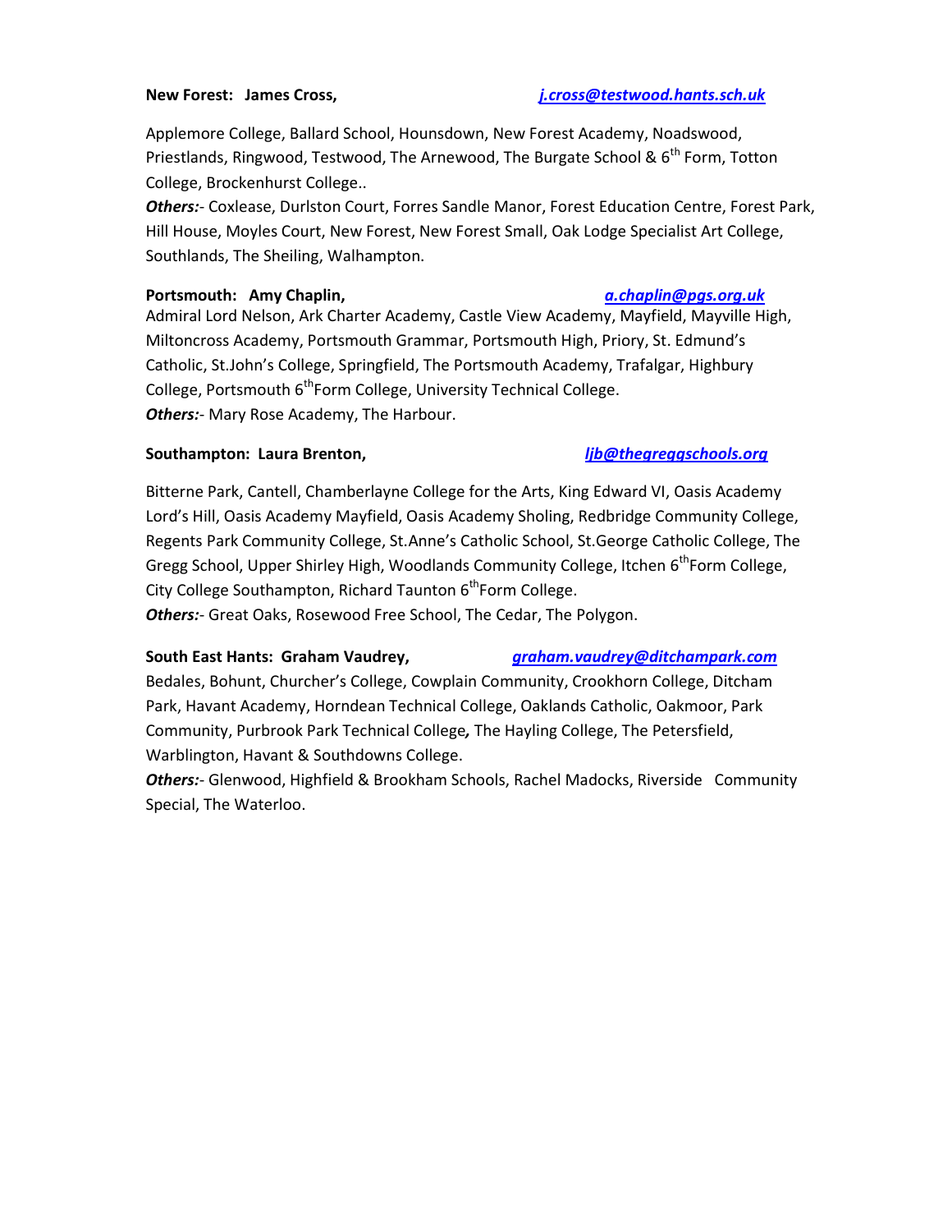**New Forest: James Cross,** *j.cross@testwood.hants.sch.uk*

Applemore College, Ballard School, Hounsdown, New Forest Academy, Noadswood, Priestlands, Ringwood, Testwood, The Arnewood, The Burgate School & 6th Form, Totton College, Brockenhurst College..

***Others:***- Coxlease, Durlston Court, Forres Sandle Manor, Forest Education Centre, Forest Park, Hill House, Moyles Court, New Forest, New Forest Small, Oak Lodge Specialist Art College, Southlands, The Sheiling, Walhampton.

**Portsmouth: Amy Chaplin,** *a.chaplin@pgs.org.uk*

Admiral Lord Nelson, Ark Charter Academy, Castle View Academy, Mayfield, Mayville High, Miltoncross Academy, Portsmouth Grammar, Portsmouth High, Priory, St. Edmund's Catholic, St.John's College, Springfield, The Portsmouth Academy, Trafalgar, Highbury College, Portsmouth 6thForm College, University Technical College.

***Others:***- Mary Rose Academy, The Harbour.

**Southampton: Laura Brenton,** *ljb@thegreggschools.org*

Bitterne Park, Cantell, Chamberlayne College for the Arts, King Edward VI, Oasis Academy Lord's Hill, Oasis Academy Mayfield, Oasis Academy Sholing, Redbridge Community College, Regents Park Community College, St.Anne's Catholic School, St.George Catholic College, The Gregg School, Upper Shirley High, Woodlands Community College, Itchen 6thForm College, City College Southampton, Richard Taunton 6thForm College.

***Others:***- Great Oaks, Rosewood Free School, The Cedar, The Polygon.

**South East Hants: Graham Vaudrey,** *graham.vaudrey@ditchampark.com*

Bedales, Bohunt, Churcher's College, Cowplain Community, Crookhorn College, Ditcham Park, Havant Academy, Horndean Technical College, Oaklands Catholic, Oakmoor, Park Community, Purbrook Park Technical College*,* The Hayling College, The Petersfield, Warblington, Havant & Southdowns College.

***Others:***- Glenwood, Highfield & Brookham Schools, Rachel Madocks, Riverside Community Special, The Waterloo.